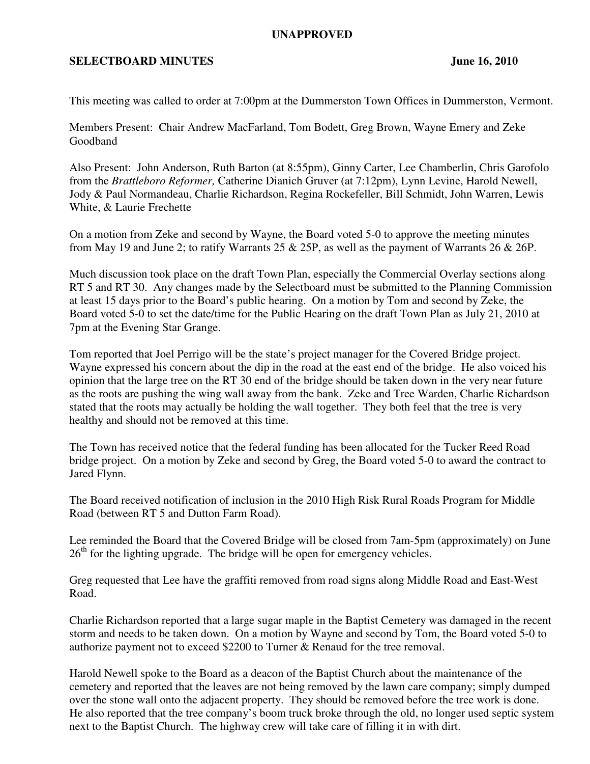**UNAPPROVED**

**SELECTBOARD MINUTES June 16, 2010**

This meeting was called to order at 7:00pm at the Dummerston Town Offices in Dummerston, Vermont.

Members Present: Chair Andrew MacFarland, Tom Bodett, Greg Brown, Wayne Emery and Zeke Goodband

Also Present: John Anderson, Ruth Barton (at 8:55pm), Ginny Carter, Lee Chamberlin, Chris Garofolo from the *Brattleboro Reformer,* Catherine Dianich Gruver (at 7:12pm), Lynn Levine, Harold Newell, Jody & Paul Normandeau, Charlie Richardson, Regina Rockefeller, Bill Schmidt, John Warren, Lewis White, & Laurie Frechette

On a motion from Zeke and second by Wayne, the Board voted 5-0 to approve the meeting minutes from May 19 and June 2; to ratify Warrants 25 & 25P, as well as the payment of Warrants 26 & 26P.

Much discussion took place on the draft Town Plan, especially the Commercial Overlay sections along RT 5 and RT 30. Any changes made by the Selectboard must be submitted to the Planning Commission at least 15 days prior to the Board's public hearing. On a motion by Tom and second by Zeke, the Board voted 5-0 to set the date/time for the Public Hearing on the draft Town Plan as July 21, 2010 at 7pm at the Evening Star Grange.

Tom reported that Joel Perrigo will be the state's project manager for the Covered Bridge project. Wayne expressed his concern about the dip in the road at the east end of the bridge. He also voiced his opinion that the large tree on the RT 30 end of the bridge should be taken down in the very near future as the roots are pushing the wing wall away from the bank. Zeke and Tree Warden, Charlie Richardson stated that the roots may actually be holding the wall together. They both feel that the tree is very healthy and should not be removed at this time.

The Town has received notice that the federal funding has been allocated for the Tucker Reed Road bridge project. On a motion by Zeke and second by Greg, the Board voted 5-0 to award the contract to Jared Flynn.

The Board received notification of inclusion in the 2010 High Risk Rural Roads Program for Middle Road (between RT 5 and Dutton Farm Road).

Lee reminded the Board that the Covered Bridge will be closed from 7am-5pm (approximately) on June 26th for the lighting upgrade. The bridge will be open for emergency vehicles.

Greg requested that Lee have the graffiti removed from road signs along Middle Road and East-West Road.

Charlie Richardson reported that a large sugar maple in the Baptist Cemetery was damaged in the recent storm and needs to be taken down. On a motion by Wayne and second by Tom, the Board voted 5-0 to authorize payment not to exceed $2200 to Turner & Renaud for the tree removal.

Harold Newell spoke to the Board as a deacon of the Baptist Church about the maintenance of the cemetery and reported that the leaves are not being removed by the lawn care company; simply dumped over the stone wall onto the adjacent property. They should be removed before the tree work is done. He also reported that the tree company's boom truck broke through the old, no longer used septic system next to the Baptist Church. The highway crew will take care of filling it in with dirt.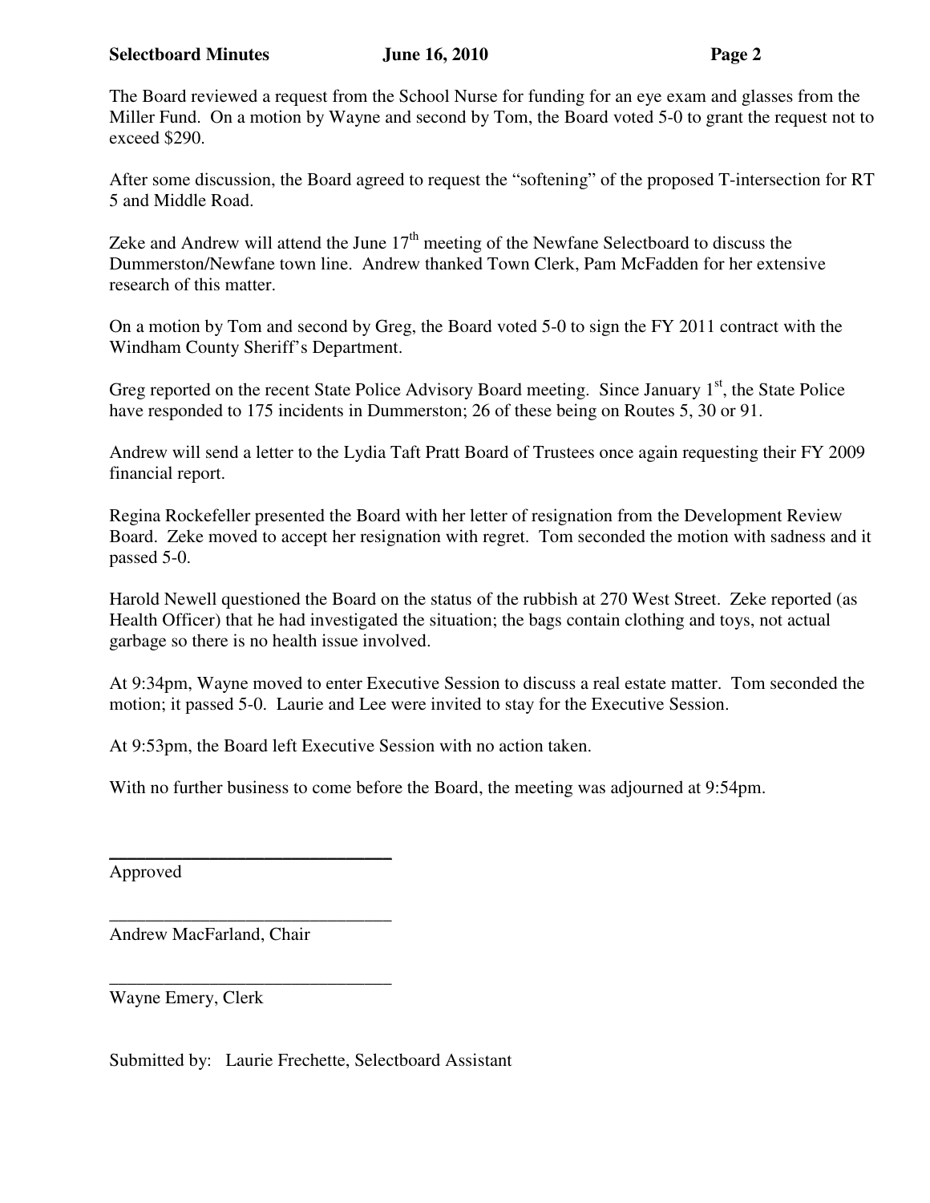The Board reviewed a request from the School Nurse for funding for an eye exam and glasses from the Miller Fund. On a motion by Wayne and second by Tom, the Board voted 5-0 to grant the request not to exceed $290.

After some discussion, the Board agreed to request the "softening" of the proposed T-intersection for RT 5 and Middle Road.

Zeke and Andrew will attend the June 17th meeting of the Newfane Selectboard to discuss the Dummerston/Newfane town line. Andrew thanked Town Clerk, Pam McFadden for her extensive research of this matter.

On a motion by Tom and second by Greg, the Board voted 5-0 to sign the FY 2011 contract with the Windham County Sheriff's Department.

Greg reported on the recent State Police Advisory Board meeting. Since January 1st, the State Police have responded to 175 incidents in Dummerston; 26 of these being on Routes 5, 30 or 91.

Andrew will send a letter to the Lydia Taft Pratt Board of Trustees once again requesting their FY 2009 financial report.

Regina Rockefeller presented the Board with her letter of resignation from the Development Review Board. Zeke moved to accept her resignation with regret. Tom seconded the motion with sadness and it passed 5-0.

Harold Newell questioned the Board on the status of the rubbish at 270 West Street. Zeke reported (as Health Officer) that he had investigated the situation; the bags contain clothing and toys, not actual garbage so there is no health issue involved.

At 9:34pm, Wayne moved to enter Executive Session to discuss a real estate matter. Tom seconded the motion; it passed 5-0. Laurie and Lee were invited to stay for the Executive Session.

At 9:53pm, the Board left Executive Session with no action taken.

With no further business to come before the Board, the meeting was adjourned at 9:54pm.

_______________________________
Approved

_______________________________
Andrew MacFarland, Chair

_______________________________
Wayne Emery, Clerk

Submitted by: Laurie Frechette, Selectboard Assistant